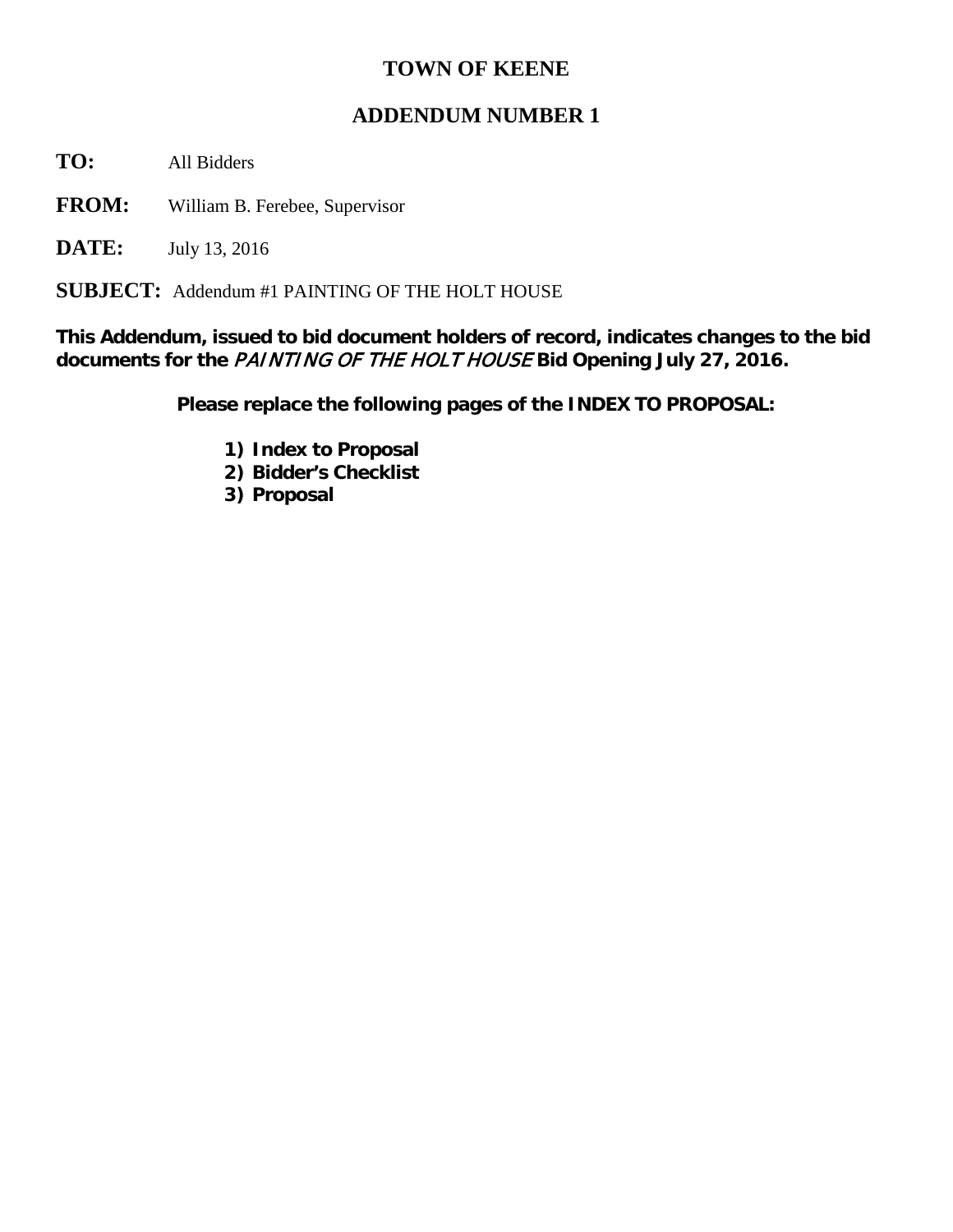# TOWN OF KEENE

## ADDENDUM NUMBER 1

**TO:** All Bidders

**FROM:** William B. Ferebee, Supervisor

**DATE:** July 13, 2016

**SUBJECT:** Addendum #1 PAINTING OF THE HOLT HOUSE

**This Addendum, issued to bid document holders of record, indicates changes to the bid documents for the *PAINTING OF THE HOLT HOUSE* Bid Opening July 27, 2016.**

**Please replace the following pages of the INDEX TO PROPOSAL:**

1) **Index to Proposal**
2) **Bidder's Checklist**
3) **Proposal**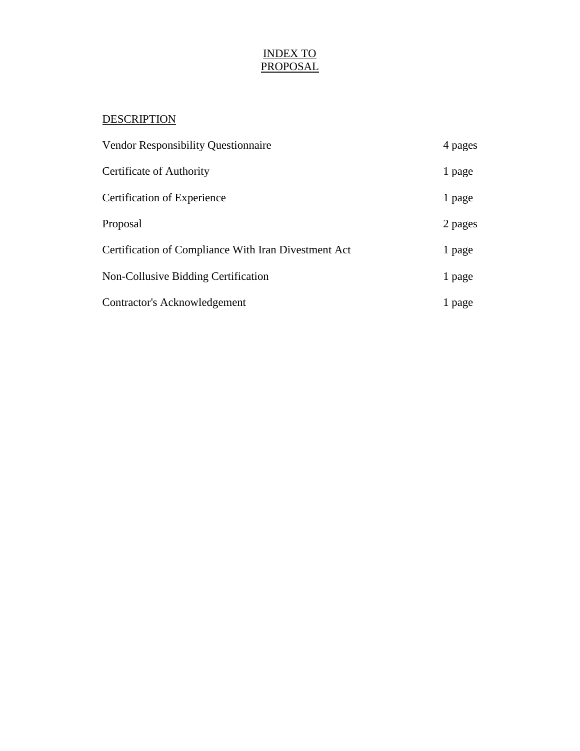# INDEX TO PROPOSAL

| DESCRIPTION | |
|---|---|
| Vendor Responsibility Questionnaire | 4 pages |
| Certificate of Authority | 1 page |
| Certification of Experience | 1 page |
| Proposal | 2 pages |
| Certification of Compliance With Iran Divestment Act | 1 page |
| Non-Collusive Bidding Certification | 1 page |
| Contractor's Acknowledgement | 1 page |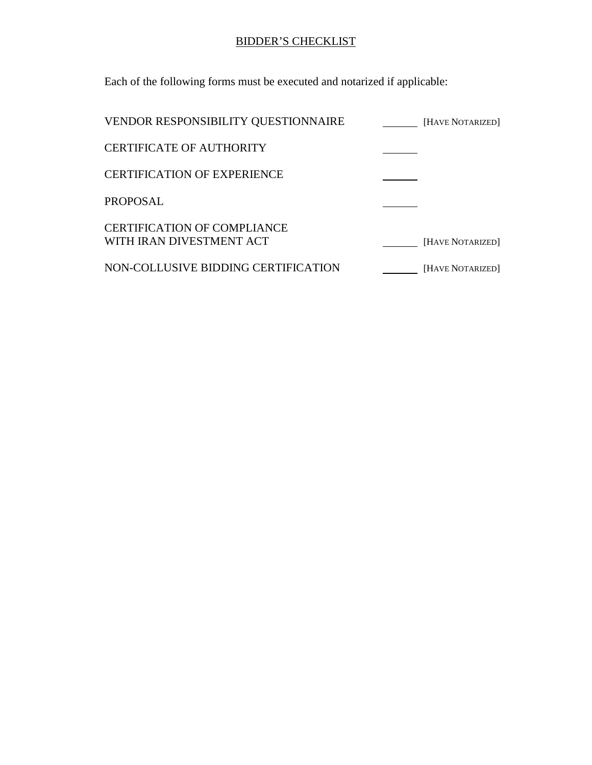# BIDDER'S CHECKLIST

Each of the following forms must be executed and notarized if applicable:

| | | |
|---|---|---|
| VENDOR RESPONSIBILITY QUESTIONNAIRE | ______ | [HAVE NOTARIZED] |
| CERTIFICATE OF AUTHORITY | ______ | |
| CERTIFICATION OF EXPERIENCE | ______ | |
| PROPOSAL | ______ | |
| CERTIFICATION OF COMPLIANCE WITH IRAN DIVESTMENT ACT | ______ | [HAVE NOTARIZED] |
| NON-COLLUSIVE BIDDING CERTIFICATION | ______ | [HAVE NOTARIZED] |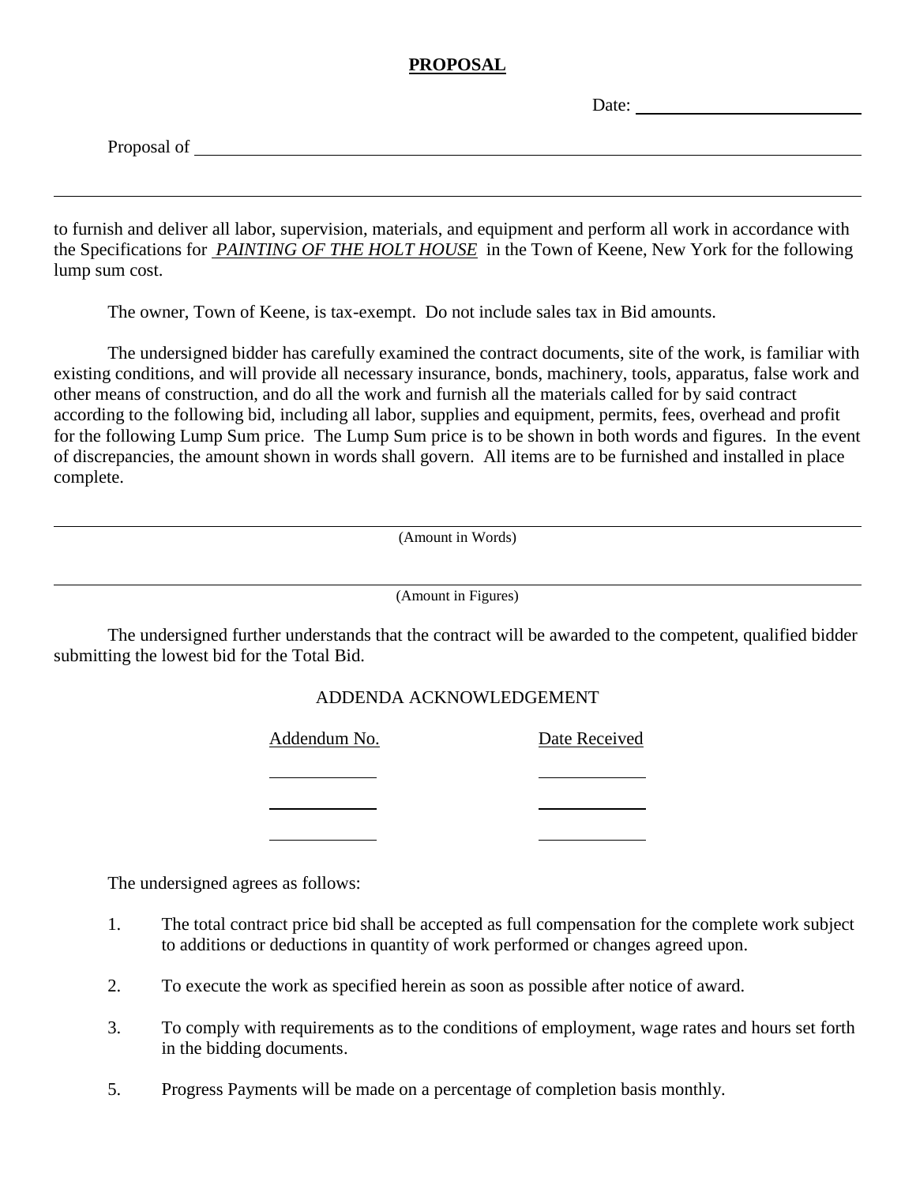# PROPOSAL

Date: \_\_\_\_\_\_\_\_\_\_\_\_\_\_\_\_\_\_\_\_\_\_\_\_

Proposal of \_\_\_\_\_\_\_\_\_\_\_\_\_\_\_\_\_\_\_\_\_\_\_\_\_\_\_\_\_\_\_\_\_\_\_\_\_\_\_\_\_\_\_\_\_\_\_\_\_\_\_\_\_\_\_\_\_\_

\_\_\_\_\_\_\_\_\_\_\_\_\_\_\_\_\_\_\_\_\_\_\_\_\_\_\_\_\_\_\_\_\_\_\_\_\_\_\_\_\_\_\_\_\_\_\_\_\_\_\_\_\_\_\_\_\_\_\_\_\_\_\_\_\_\_\_\_

to furnish and deliver all labor, supervision, materials, and equipment and perform all work in accordance with the Specifications for *PAINTING OF THE HOLT HOUSE* in the Town of Keene, New York for the following lump sum cost.

The owner, Town of Keene, is tax-exempt. Do not include sales tax in Bid amounts.

The undersigned bidder has carefully examined the contract documents, site of the work, is familiar with existing conditions, and will provide all necessary insurance, bonds, machinery, tools, apparatus, false work and other means of construction, and do all the work and furnish all the materials called for by said contract according to the following bid, including all labor, supplies and equipment, permits, fees, overhead and profit for the following Lump Sum price. The Lump Sum price is to be shown in both words and figures. In the event of discrepancies, the amount shown in words shall govern. All items are to be furnished and installed in place complete.

\_\_\_\_\_\_\_\_\_\_\_\_\_\_\_\_\_\_\_\_\_\_\_\_\_\_\_\_\_\_\_\_\_\_\_\_\_\_\_\_\_\_\_\_\_\_\_\_\_\_\_\_\_\_\_\_\_\_\_\_\_\_\_\_\_\_\_\_

(Amount in Words)

\_\_\_\_\_\_\_\_\_\_\_\_\_\_\_\_\_\_\_\_\_\_\_\_\_\_\_\_\_\_\_\_\_\_\_\_\_\_\_\_\_\_\_\_\_\_\_\_\_\_\_\_\_\_\_\_\_\_\_\_\_\_\_\_\_\_\_\_

(Amount in Figures)

The undersigned further understands that the contract will be awarded to the competent, qualified bidder submitting the lowest bid for the Total Bid.

ADDENDA ACKNOWLEDGEMENT

| Addendum No. | Date Received |
| --- | --- |
| \_\_\_\_\_\_\_\_\_\_ | \_\_\_\_\_\_\_\_\_\_ |
| \_\_\_\_\_\_\_\_\_\_ | \_\_\_\_\_\_\_\_\_\_ |
| \_\_\_\_\_\_\_\_\_\_ | \_\_\_\_\_\_\_\_\_\_ |

The undersigned agrees as follows:

1. The total contract price bid shall be accepted as full compensation for the complete work subject to additions or deductions in quantity of work performed or changes agreed upon.

2. To execute the work as specified herein as soon as possible after notice of award.

3. To comply with requirements as to the conditions of employment, wage rates and hours set forth in the bidding documents.

5. Progress Payments will be made on a percentage of completion basis monthly.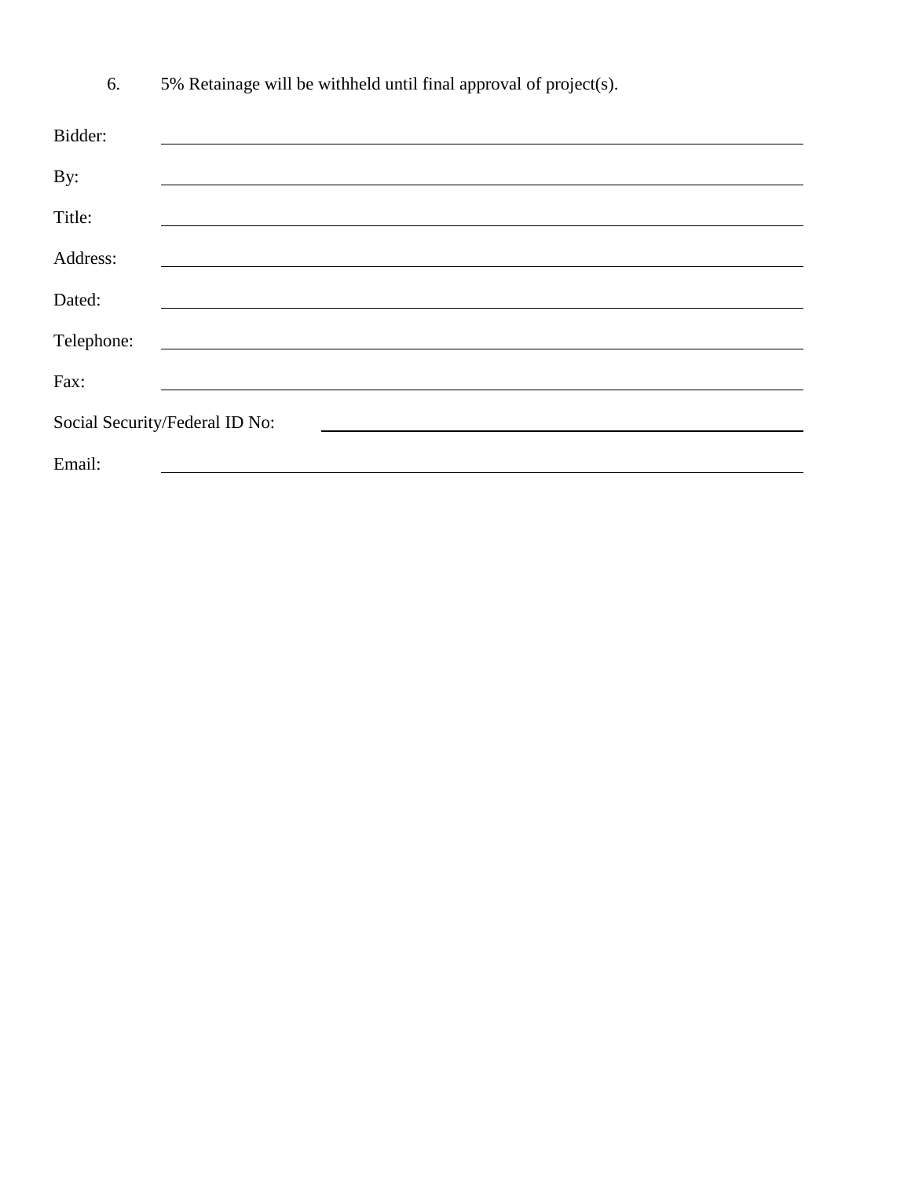6. 5% Retainage will be withheld until final approval of project(s).

Bidder: ______________________________________________

By: ______________________________________________

Title: ______________________________________________

Address: ______________________________________________

Dated: ______________________________________________

Telephone: ______________________________________________

Fax: ______________________________________________

Social Security/Federal ID No: ______________________________________________

Email: ______________________________________________